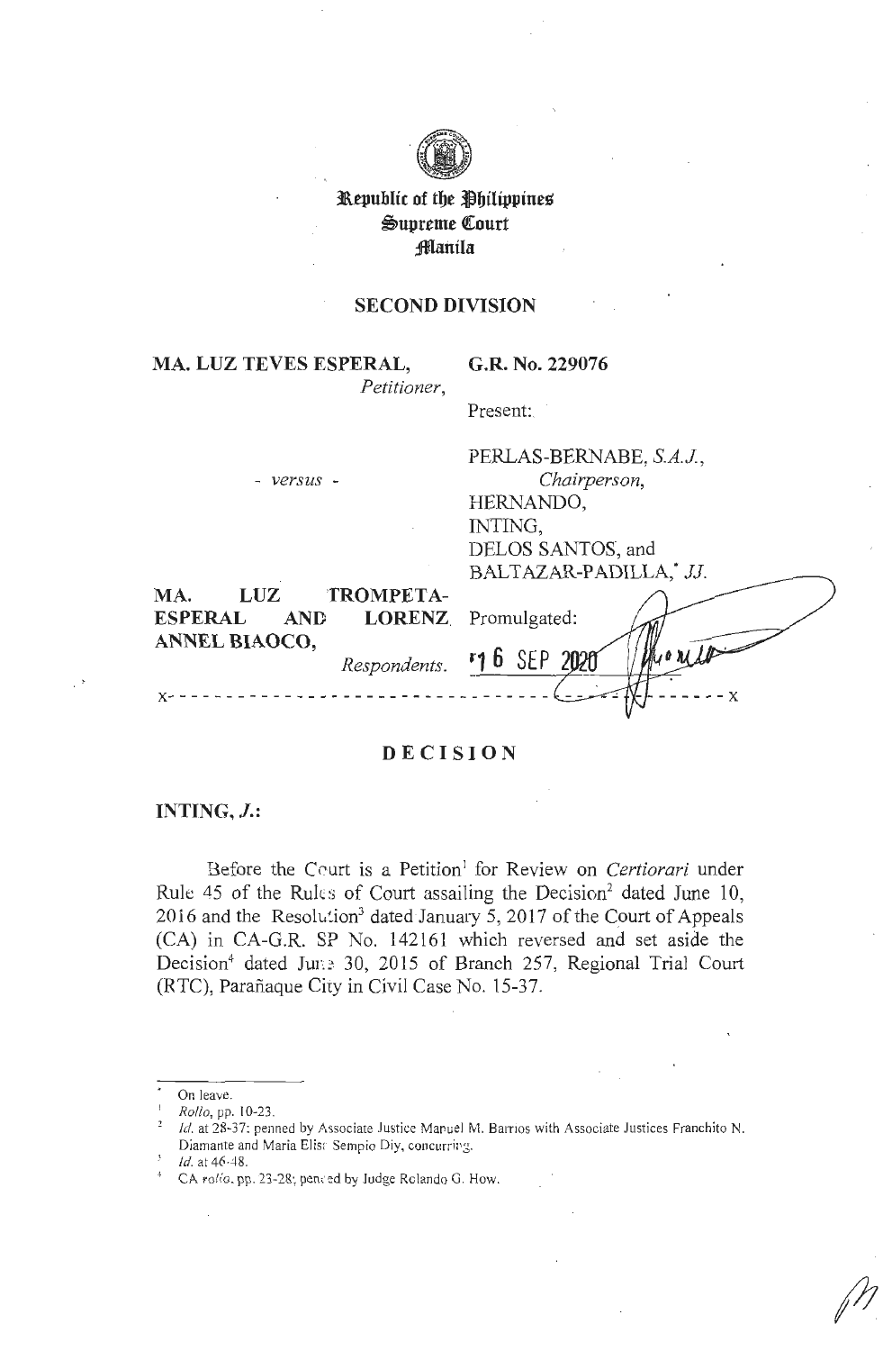**Republic of the Philippines**
**Supreme Court**
**Manila**

## SECOND DIVISION

**MA. LUZ TEVES ESPERAL,**
*Petitioner,*

- *versus* -

**MA. LUZ TROMPETA-ESPERAL AND LORENZ ANNEL BIAOCO,**
*Respondents.*

**G.R. No. 229076**

Present:

PERLAS-BERNABE, *S.A.J.*,
*Chairperson,*
HERNANDO,
INTING,
DELOS SANTOS, and
BALTAZAR-PADILLA,[*] *JJ.*

Promulgated:

16 SEP 2020

x- - - - - - - - - - - - - - - - - - - - - - - - - - - - - - - - - - - - - - - - - x

# DECISION

**INTING, *J.*:**

Before the Court is a Petition[1] for Review on *Certiorari* under Rule 45 of the Rules of Court assailing the Decision[2] dated June 10, 2016 and the Resolution[3] dated January 5, 2017 of the Court of Appeals (CA) in CA-G.R. SP No. 142161 which reversed and set aside the Decision[4] dated June 30, 2015 of Branch 257, Regional Trial Court (RTC), Parañaque City in Civil Case No. 15-37.

---

[*] On leave.

[1] *Rollo*, pp. 10-23.

[2] *Id.* at 28-37; penned by Associate Justice Manuel M. Barrios with Associate Justices Franchito N. Diamante and Maria Elisa Sempio Diy, concurring.

[3] *Id.* at 46-48.

[4] CA *rollo*, pp. 23-28; penned by Judge Rolando G. How.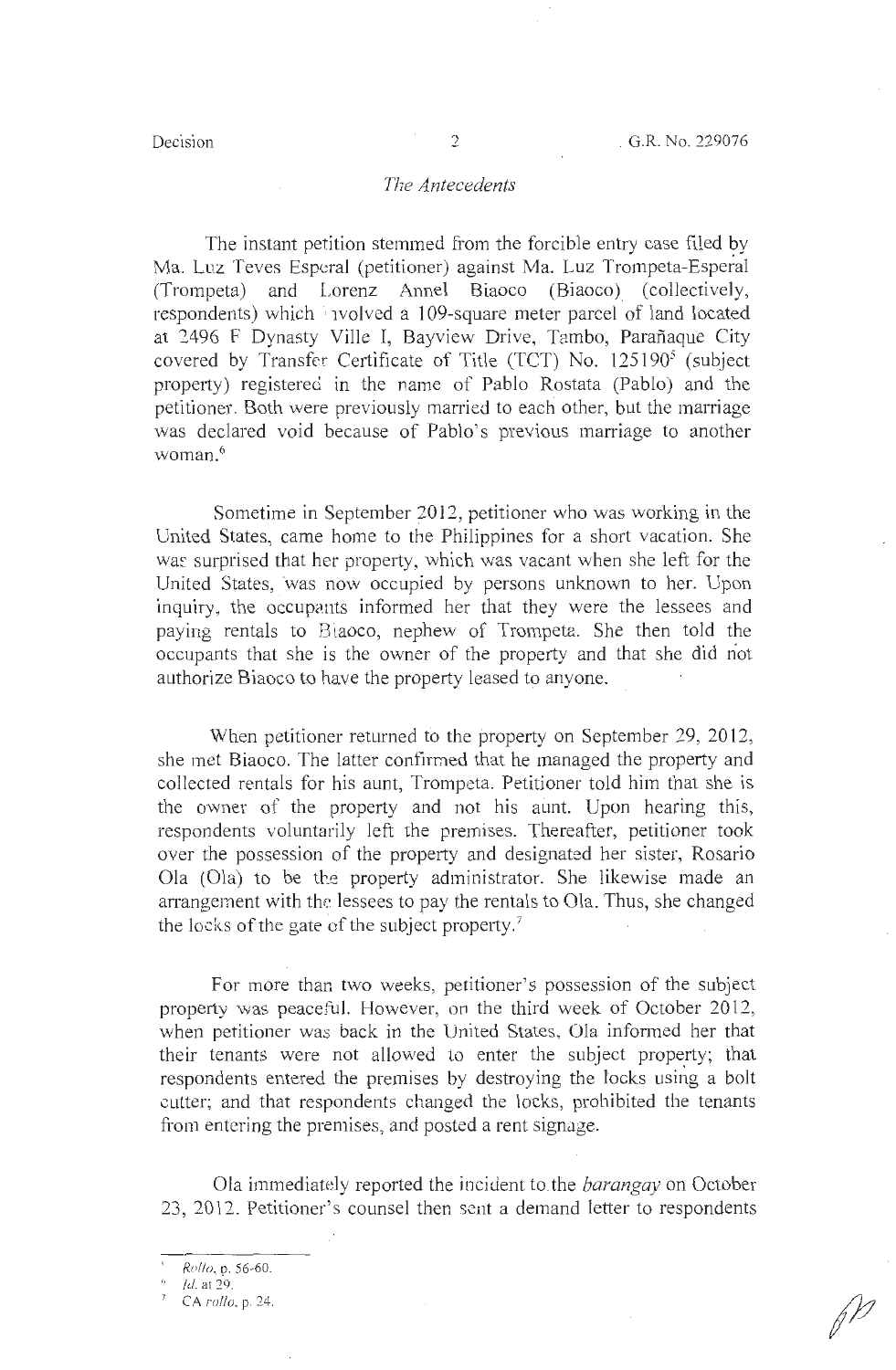*The Antecedents*

The instant petition stemmed from the forcible entry case filed by Ma. Luz Teves Esperal (petitioner) against Ma. Luz Trompeta-Esperal (Trompeta) and Lorenz Annel Biaoco (Biaoco) (collectively, respondents) which involved a 109-square meter parcel of land located at 2496 F Dynasty Ville I, Bayview Drive, Tambo, Parañaque City covered by Transfer Certificate of Title (TCT) No. 125190[5] (subject property) registered in the name of Pablo Rostata (Pablo) and the petitioner. Both were previously married to each other, but the marriage was declared void because of Pablo's previous marriage to another woman.[6]

Sometime in September 2012, petitioner who was working in the United States, came home to the Philippines for a short vacation. She was surprised that her property, which was vacant when she left for the United States, was now occupied by persons unknown to her. Upon inquiry, the occupants informed her that they were the lessees and paying rentals to Biaoco, nephew of Trompeta. She then told the occupants that she is the owner of the property and that she did not authorize Biaoco to have the property leased to anyone.

When petitioner returned to the property on September 29, 2012, she met Biaoco. The latter confirmed that he managed the property and collected rentals for his aunt, Trompeta. Petitioner told him that she is the owner of the property and not his aunt. Upon hearing this, respondents voluntarily left the premises. Thereafter, petitioner took over the possession of the property and designated her sister, Rosario Ola (Ola) to be the property administrator. She likewise made an arrangement with the lessees to pay the rentals to Ola. Thus, she changed the locks of the gate of the subject property.[7]

For more than two weeks, petitioner's possession of the subject property was peaceful. However, on the third week of October 2012, when petitioner was back in the United States, Ola informed her that their tenants were not allowed to enter the subject property; that respondents entered the premises by destroying the locks using a bolt cutter; and that respondents changed the locks, prohibited the tenants from entering the premises, and posted a rent signage.

Ola immediately reported the incident to the *barangay* on October 23, 2012. Petitioner's counsel then sent a demand letter to respondents

---

[5] *Rollo*, p. 56-60.

[6] *Id.* at 29.

[7] CA *rollo*, p. 24.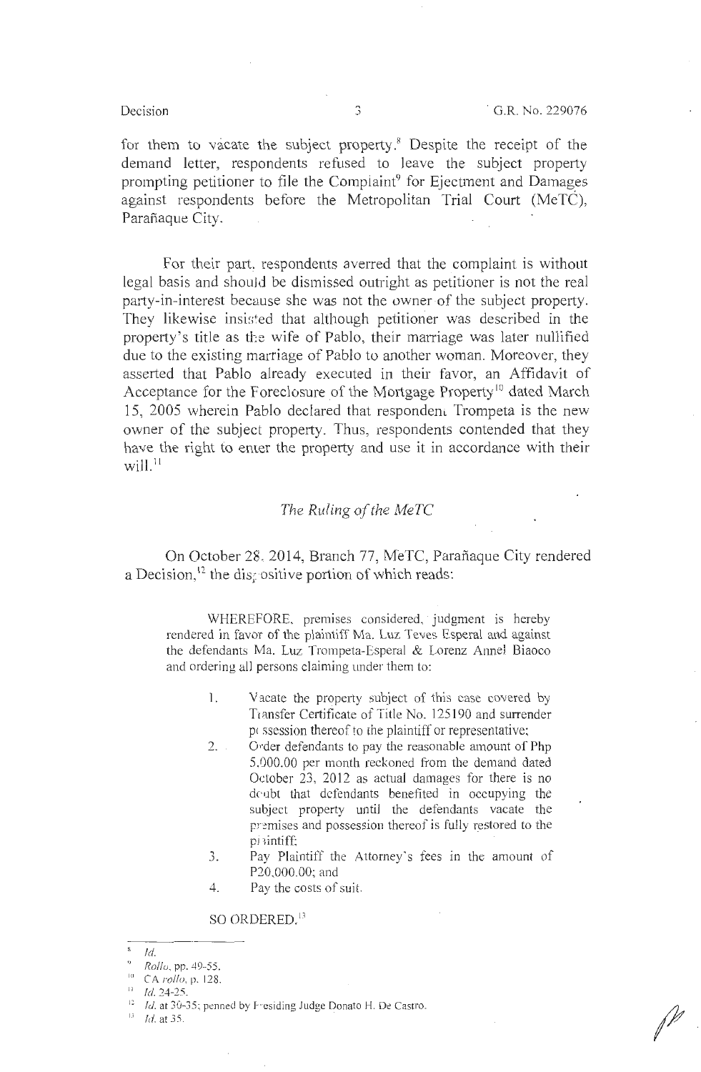for them to vacate the subject property.[8] Despite the receipt of the demand letter, respondents refused to leave the subject property prompting petitioner to file the Complaint[9] for Ejectment and Damages against respondents before the Metropolitan Trial Court (MeTC), Parañaque City.

For their part, respondents averred that the complaint is without legal basis and should be dismissed outright as petitioner is not the real party-in-interest because she was not the owner of the subject property. They likewise insisted that although petitioner was described in the property's title as the wife of Pablo, their marriage was later nullified due to the existing marriage of Pablo to another woman. Moreover, they asserted that Pablo already executed in their favor, an Affidavit of Acceptance for the Foreclosure of the Mortgage Property[10] dated March 15, 2005 wherein Pablo declared that respondent Trompeta is the new owner of the subject property. Thus, respondents contended that they have the right to enter the property and use it in accordance with their will.[11]

## *The Ruling of the MeTC*

On October 28, 2014, Branch 77, MeTC, Parañaque City rendered a Decision,[12] the dispositive portion of which reads:

> WHEREFORE, premises considered, judgment is hereby rendered in favor of the plaintiff Ma. Luz Teves Esperal and against the defendants Ma. Luz Trompeta-Esperal & Lorenz Annel Biaoco and ordering all persons claiming under them to:
>
> 1. Vacate the property subject of this case covered by Transfer Certificate of Title No. 125190 and surrender possession thereof to the plaintiff or representative;
> 2. Order defendants to pay the reasonable amount of Php 5,000.00 per month reckoned from the demand dated October 23, 2012 as actual damages for there is no doubt that defendants benefited in occupying the subject property until the defendants vacate the premises and possession thereof is fully restored to the plaintiff;
> 3. Pay Plaintiff the Attorney's fees in the amount of P20,000.00; and
> 4. Pay the costs of suit.
>
> SO ORDERED.[13]

---

[8] *Id.*

[9] *Rollo*, pp. 49-55.

[10] CA *rollo*, p. 128.

[11] *Id.* 24-25.

[12] *Id.* at 30-35; penned by Presiding Judge Donato H. De Castro.

[13] *Id.* at 35.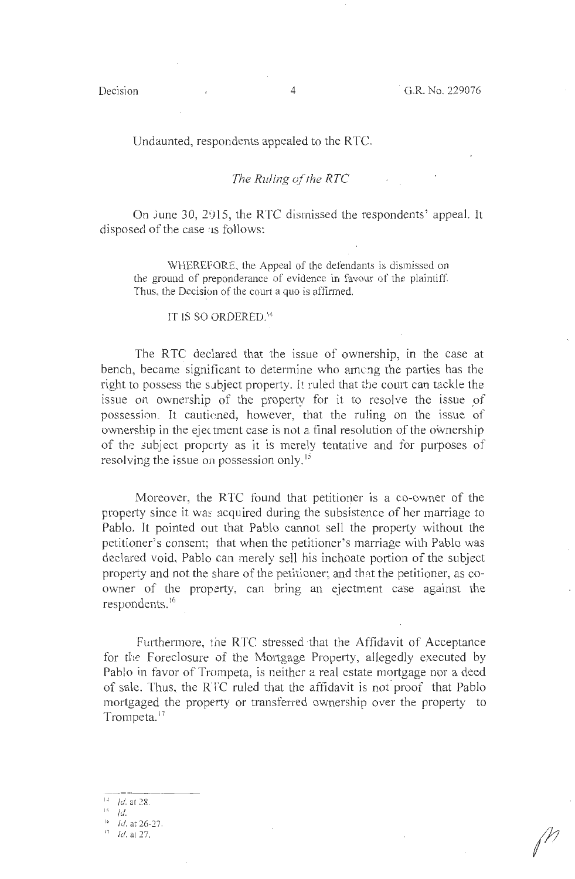Undaunted, respondents appealed to the RTC.

*The Ruling of the RTC*

On June 30, 2015, the RTC dismissed the respondents' appeal. It disposed of the case as follows:

> WHEREFORE, the Appeal of the defendants is dismissed on the ground of preponderance of evidence in favour of the plaintiff. Thus, the Decision of the court a quo is affirmed.
>
> IT IS SO ORDERED.[14]

The RTC declared that the issue of ownership, in the case at bench, became significant to determine who among the parties has the right to possess the subject property. It ruled that the court can tackle the issue on ownership of the property for it to resolve the issue of possession. It cautioned, however, that the ruling on the issue of ownership in the ejectment case is not a final resolution of the ownership of the subject property as it is merely tentative and for purposes of resolving the issue on possession only.[15]

Moreover, the RTC found that petitioner is a co-owner of the property since it was acquired during the subsistence of her marriage to Pablo. It pointed out that Pablo cannot sell the property without the petitioner's consent; that when the petitioner's marriage with Pablo was declared void, Pablo can merely sell his inchoate portion of the subject property and not the share of the petitioner; and that the petitioner, as co-owner of the property, can bring an ejectment case against the respondents.[16]

Furthermore, the RTC stressed that the Affidavit of Acceptance for the Foreclosure of the Mortgage Property, allegedly executed by Pablo in favor of Trompeta, is neither a real estate mortgage nor a deed of sale. Thus, the RTC ruled that the affidavit is not proof that Pablo mortgaged the property or transferred ownership over the property to Trompeta.[17]

---

[14] *Id.* at 28.

[15] *Id.*

[16] *Id.* at 26-27.

[17] *Id.* at 27.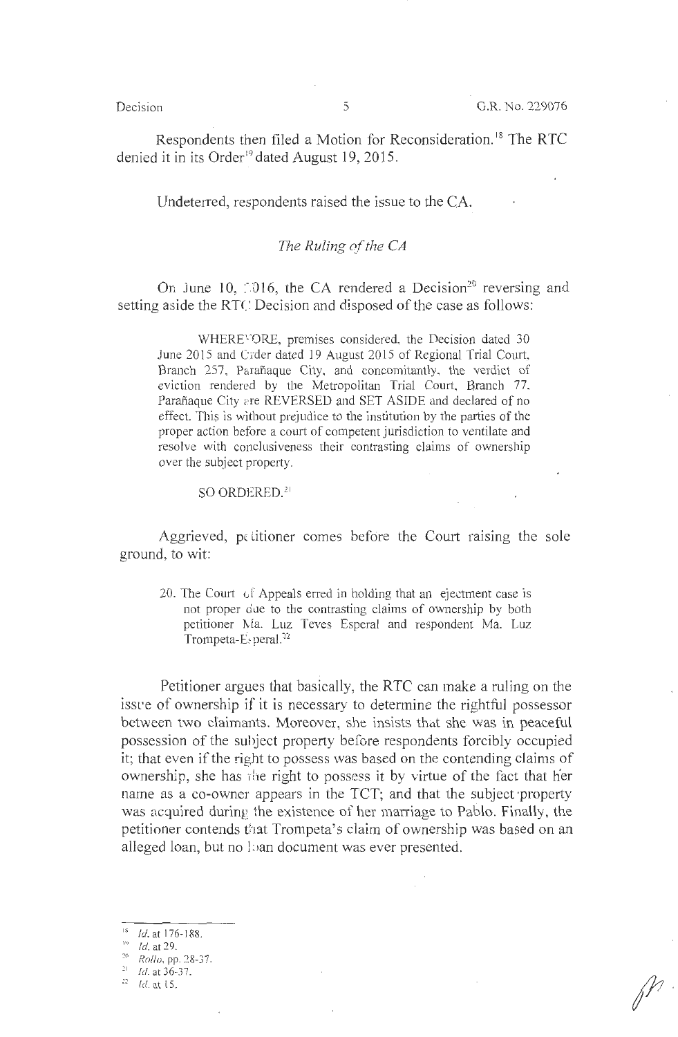Respondents then filed a Motion for Reconsideration.[18] The RTC denied it in its Order[19] dated August 19, 2015.

Undeterred, respondents raised the issue to the CA.

*The Ruling of the CA*

On June 10, 2016, the CA rendered a Decision[20] reversing and setting aside the RTC Decision and disposed of the case as follows:

> WHEREFORE, premises considered, the Decision dated 30 June 2015 and Order dated 19 August 2015 of Regional Trial Court, Branch 257, Parañaque City, and concomitantly, the verdict of eviction rendered by the Metropolitan Trial Court, Branch 77, Parañaque City are REVERSED and SET ASIDE and declared of no effect. This is without prejudice to the institution by the parties of the proper action before a court of competent jurisdiction to ventilate and resolve with conclusiveness their contrasting claims of ownership over the subject property.
>
> SO ORDERED.[21]

Aggrieved, petitioner comes before the Court raising the sole ground, to wit:

> 20. The Court of Appeals erred in holding that an ejectment case is not proper due to the contrasting claims of ownership by both petitioner Ma. Luz Teves Esperal and respondent Ma. Luz Trompeta-Esperal.[22]

Petitioner argues that basically, the RTC can make a ruling on the issue of ownership if it is necessary to determine the rightful possessor between two claimants. Moreover, she insists that she was in peaceful possession of the subject property before respondents forcibly occupied it; that even if the right to possess was based on the contending claims of ownership, she has the right to possess it by virtue of the fact that her name as a co-owner appears in the TCT; and that the subject property was acquired during the existence of her marriage to Pablo. Finally, the petitioner contends that Trompeta's claim of ownership was based on an alleged loan, but no loan document was ever presented.

---

[18] *Id.* at 176-188.

[19] *Id.* at 29.

[20] *Rollo*, pp. 28-37.

[21] *Id.* at 36-37.

[22] *Id.* at 15.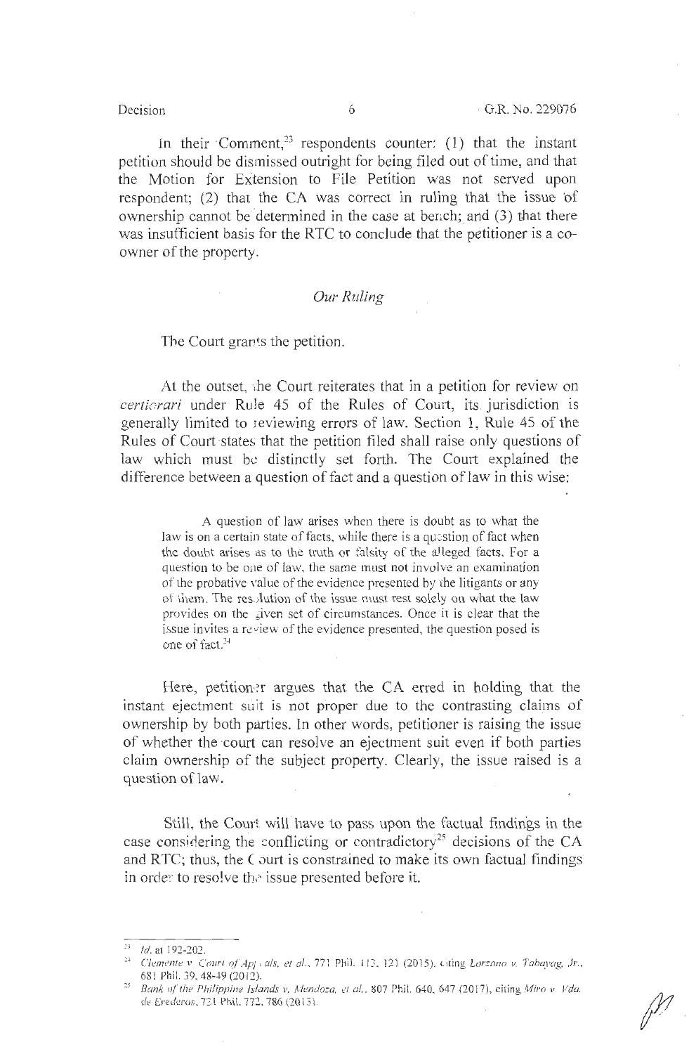In their Comment,[23] respondents counter: (1) that the instant petition should be dismissed outright for being filed out of time, and that the Motion for Extension to File Petition was not served upon respondent; (2) that the CA was correct in ruling that the issue of ownership cannot be determined in the case at bench; and (3) that there was insufficient basis for the RTC to conclude that the petitioner is a co-owner of the property.

*Our Ruling*

The Court grants the petition.

At the outset, the Court reiterates that in a petition for review on *certiorari* under Rule 45 of the Rules of Court, its jurisdiction is generally limited to reviewing errors of law. Section 1, Rule 45 of the Rules of Court states that the petition filed shall raise only questions of law which must be distinctly set forth. The Court explained the difference between a question of fact and a question of law in this wise:

> A question of law arises when there is doubt as to what the law is on a certain state of facts, while there is a question of fact when the doubt arises as to the truth or falsity of the alleged facts. For a question to be one of law, the same must not involve an examination of the probative value of the evidence presented by the litigants or any of them. The resolution of the issue must rest solely on what the law provides on the given set of circumstances. Once it is clear that the issue invites a review of the evidence presented, the question posed is one of fact.[24]

Here, petitioner argues that the CA erred in holding that the instant ejectment suit is not proper due to the contrasting claims of ownership by both parties. In other words, petitioner is raising the issue of whether the court can resolve an ejectment suit even if both parties claim ownership of the subject property. Clearly, the issue raised is a question of law.

Still, the Court will have to pass upon the factual findings in the case considering the conflicting or contradictory[25] decisions of the CA and RTC; thus, the Court is constrained to make its own factual findings in order to resolve the issue presented before it.

---

[23] *Id.* at 192-202.

[24] *Clemente v. Court of Appeals, et al.*, 771 Phil. 113, 121 (2015), citing *Lorzano v. Tabayag, Jr.*, 681 Phil. 39, 48-49 (2012).

[25] *Bank of the Philippine Islands v. Mendoza, et al.*, 807 Phil. 640, 647 (2017), citing *Miro v. Vda. de Erederos*, 721 Phil. 772, 786 (2013).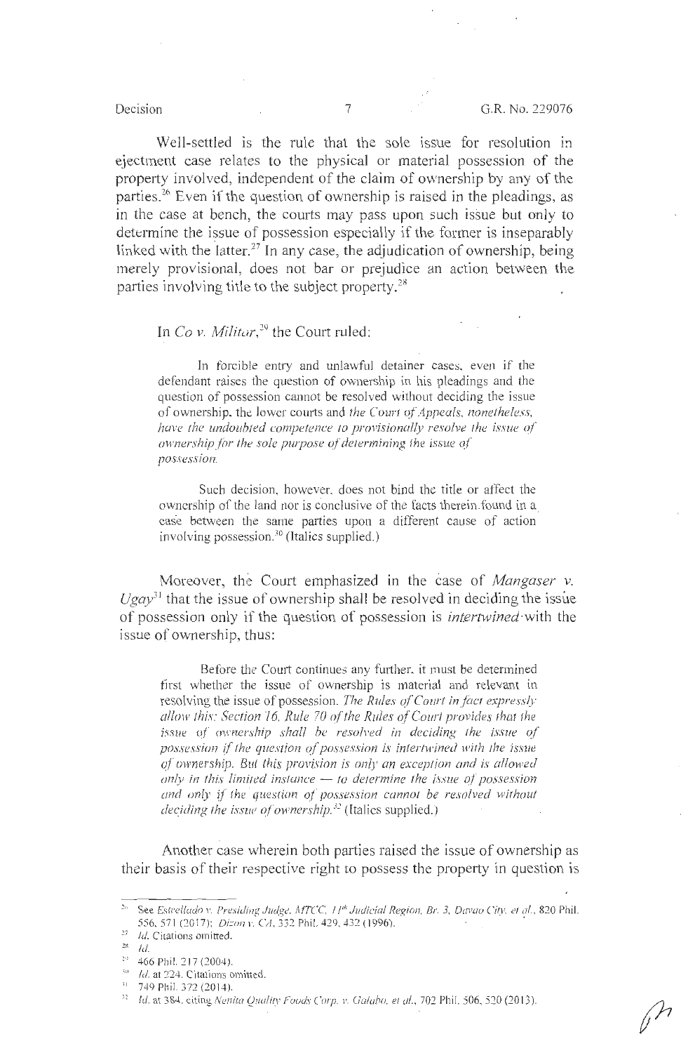Well-settled is the rule that the sole issue for resolution in ejectment case relates to the physical or material possession of the property involved, independent of the claim of ownership by any of the parties.[26] Even if the question of ownership is raised in the pleadings, as in the case at bench, the courts may pass upon such issue but only to determine the issue of possession especially if the former is inseparably linked with the latter.[27] In any case, the adjudication of ownership, being merely provisional, does not bar or prejudice an action between the parties involving title to the subject property.[28]

In *Co v. Militar*,[29] the Court ruled:

> In forcible entry and unlawful detainer cases, even if the defendant raises the question of ownership in his pleadings and the question of possession cannot be resolved without deciding the issue of ownership, the lower courts and *the Court of Appeals, nonetheless, have the undoubted competence to provisionally resolve the issue of ownership for the sole purpose of determining the issue of possession.*
>
> Such decision, however, does not bind the title or affect the ownership of the land nor is conclusive of the facts therein found in a case between the same parties upon a different cause of action involving possession.[30] (Italics supplied.)

Moreover, the Court emphasized in the case of *Mangaser v. Ugay*[31] that the issue of ownership shall be resolved in deciding the issue of possession only if the question of possession is *intertwined* with the issue of ownership, thus:

> Before the Court continues any further, it must be determined first whether the issue of ownership is material and relevant in resolving the issue of possession. *The Rules of Court in fact expressly allow this: Section 16, Rule 70 of the Rules of Court provides that the issue of ownership shall be resolved in deciding the issue of possession if the question of possession is intertwined with the issue of ownership. But this provision is only an exception and is allowed only in this limited instance — to determine the issue of possession and only if the question of possession cannot be resolved without deciding the issue of ownership.*[32] (Italics supplied.)

Another case wherein both parties raised the issue of ownership as their basis of their respective right to possess the property in question is

---

[26] See *Estrellado v. Presiding Judge, MTCC, 11th Judicial Region, Br. 3, Davao City, et al.*, 820 Phil. 556, 571 (2017); *Dizon v. CA*, 332 Phil. 429, 432 (1996).

[27] *Id.* Citations omitted.

[28] *Id.*

[29] 466 Phil. 217 (2004).

[30] *Id.* at 224. Citations omitted.

[31] 749 Phil. 372 (2014).

[32] *Id.* at 384, citing *Nenita Quality Foods Corp. v. Galabo, et al.*, 702 Phil. 506, 520 (2013).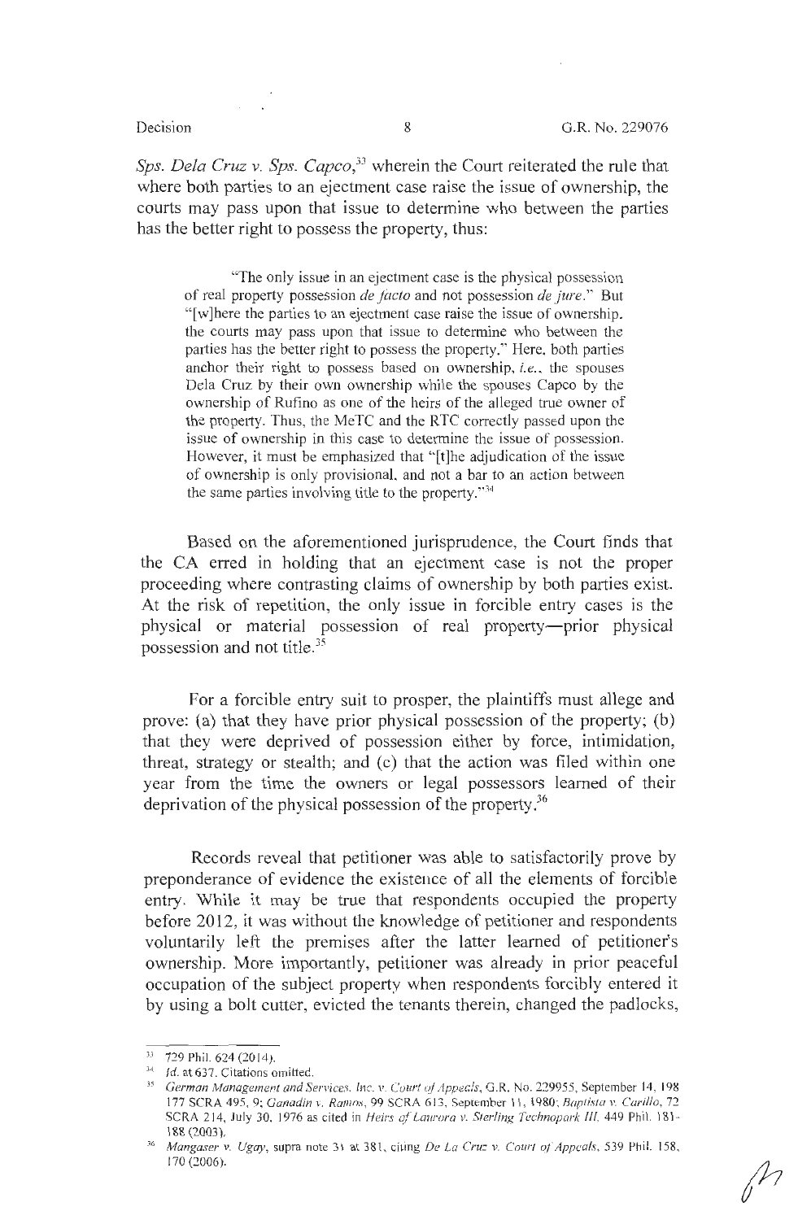*Sps. Dela Cruz v. Sps. Capco*,[33] wherein the Court reiterated the rule that where both parties to an ejectment case raise the issue of ownership, the courts may pass upon that issue to determine who between the parties has the better right to possess the property, thus:

> "The only issue in an ejectment case is the physical possession of real property possession *de facto* and not possession *de jure*." But "[w]here the parties to an ejectment case raise the issue of ownership, the courts may pass upon that issue to determine who between the parties has the better right to possess the property." Here, both parties anchor their right to possess based on ownership, *i.e.*, the spouses Dela Cruz by their own ownership while the spouses Capco by the ownership of Rufino as one of the heirs of the alleged true owner of the property. Thus, the MeTC and the RTC correctly passed upon the issue of ownership in this case to determine the issue of possession. However, it must be emphasized that "[t]he adjudication of the issue of ownership is only provisional, and not a bar to an action between the same parties involving title to the property."[34]

Based on the aforementioned jurisprudence, the Court finds that the CA erred in holding that an ejectment case is not the proper proceeding where contrasting claims of ownership by both parties exist. At the risk of repetition, the only issue in forcible entry cases is the physical or material possession of real property—prior physical possession and not title.[35]

For a forcible entry suit to prosper, the plaintiffs must allege and prove: (a) that they have prior physical possession of the property; (b) that they were deprived of possession either by force, intimidation, threat, strategy or stealth; and (c) that the action was filed within one year from the time the owners or legal possessors learned of their deprivation of the physical possession of the property.[36]

Records reveal that petitioner was able to satisfactorily prove by preponderance of evidence the existence of all the elements of forcible entry. While it may be true that respondents occupied the property before 2012, it was without the knowledge of petitioner and respondents voluntarily left the premises after the latter learned of petitioner's ownership. More importantly, petitioner was already in prior peaceful occupation of the subject property when respondents forcibly entered it by using a bolt cutter, evicted the tenants therein, changed the padlocks,

---

[33] 729 Phil. 624 (2014).

[34] *Id.* at 637. Citations omitted.

[35] *German Management and Services, Inc. v. Court of Appeals*, G.R. No. 229955, September 14, 198 177 SCRA 495, 9; *Ganadin v. Ramos*, 99 SCRA 613, September 11, 1980; *Baptista v. Carillo*, 72 SCRA 214, July 30, 1976 as cited in *Heirs of Laurora v. Sterling Technopark III*, 449 Phil. 181-188 (2003).

[36] *Mangaser v. Ugay*, supra note 31 at 381, citing *De La Cruz v. Court of Appeals*, 539 Phil. 158, 170 (2006).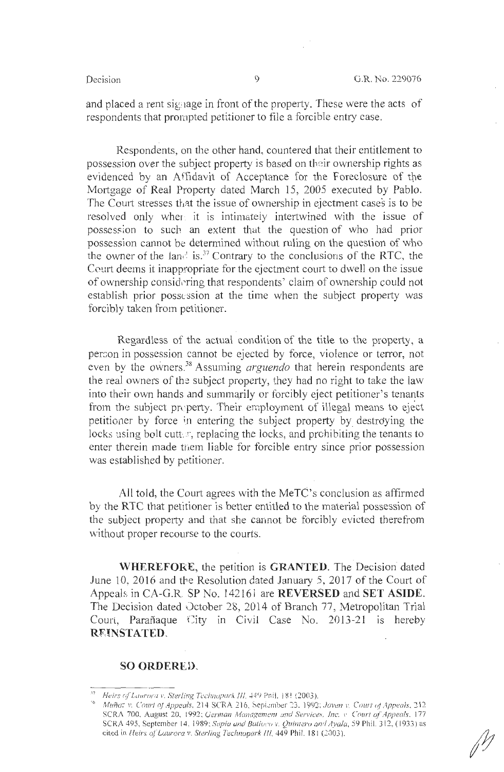and placed a rent signage in front of the property. These were the acts of respondents that prompted petitioner to file a forcible entry case.

Respondents, on the other hand, countered that their entitlement to possession over the subject property is based on their ownership rights as evidenced by an Affidavit of Acceptance for the Foreclosure of the Mortgage of Real Property dated March 15, 2005 executed by Pablo. The Court stresses that the issue of ownership in ejectment cases is to be resolved only when it is intimately intertwined with the issue of possession to such an extent that the question of who had prior possession cannot be determined without ruling on the question of who the owner of the land is.[37] Contrary to the conclusions of the RTC, the Court deems it inappropriate for the ejectment court to dwell on the issue of ownership considering that respondents' claim of ownership could not establish prior possession at the time when the subject property was forcibly taken from petitioner.

Regardless of the actual condition of the title to the property, a person in possession cannot be ejected by force, violence or terror, not even by the owners.[38] Assuming *arguendo* that herein respondents are the real owners of the subject property, they had no right to take the law into their own hands and summarily or forcibly eject petitioner's tenants from the subject property. Their employment of illegal means to eject petitioner by force in entering the subject property by destroying the locks using bolt cutter, replacing the locks, and prohibiting the tenants to enter therein made them liable for forcible entry since prior possession was established by petitioner.

All told, the Court agrees with the MeTC's conclusion as affirmed by the RTC that petitioner is better entitled to the material possession of the subject property and that she cannot be forcibly evicted therefrom without proper recourse to the courts.

**WHEREFORE**, the petition is **GRANTED**. The Decision dated June 10, 2016 and the Resolution dated January 5, 2017 of the Court of Appeals in CA-G.R. SP No. 142161 are **REVERSED** and **SET ASIDE**. The Decision dated October 28, 2014 of Branch 77, Metropolitan Trial Court, Parañaque City in Civil Case No. 2013-21 is hereby **REINSTATED**.

**SO ORDERED.**

---

[37] *Heirs of Laurora v. Sterling Technopark III*, 449 Phil. 181 (2003).

[38] *Muñoz v. Court of Appeals*, 214 SCRA 216, September 23, 1992; *Joven v. Court of Appeals*, 212 SCRA 700, August 20, 1992; *German Management and Services, Inc. v. Court of Appeals*, 177 SCRA 495, September 14, 1989; *Supia and Batioco v. Quintero and Ayala*, 59 Phil. 312, (1933) as cited in *Heirs of Laurora v. Sterling Technopark III*, 449 Phil. 181 (2003).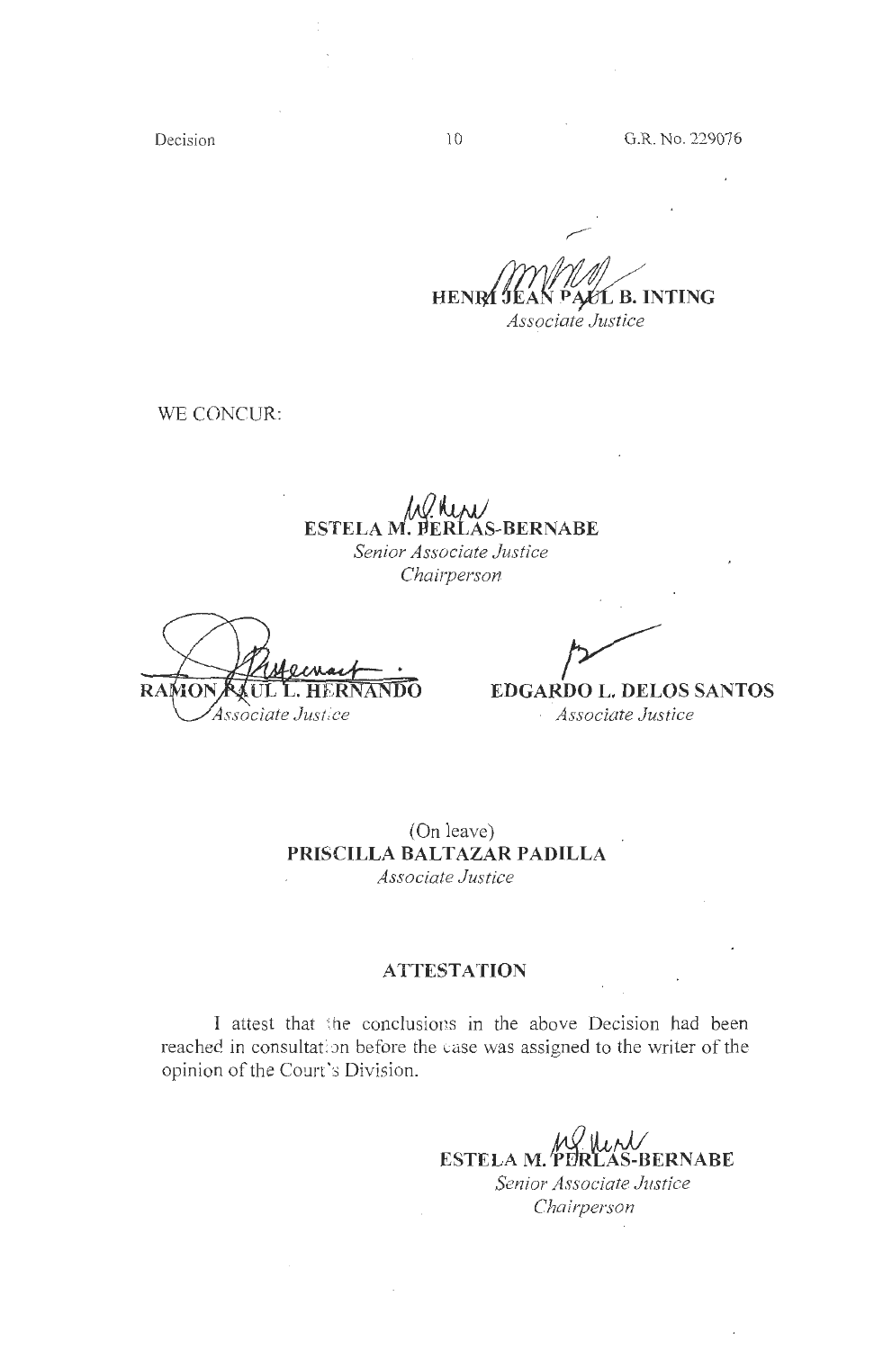**HENRI JEAN PAUL B. INTING**
*Associate Justice*

WE CONCUR:

**ESTELA M. PERLAS-BERNABE**
*Senior Associate Justice*
*Chairperson*

**RAMON PAUL L. HERNANDO**
*Associate Justice*

**EDGARDO L. DELOS SANTOS**
*Associate Justice*

(On leave)
**PRISCILLA BALTAZAR PADILLA**
*Associate Justice*

## ATTESTATION

I attest that the conclusions in the above Decision had been reached in consultation before the case was assigned to the writer of the opinion of the Court's Division.

**ESTELA M. PERLAS-BERNABE**
*Senior Associate Justice*
*Chairperson*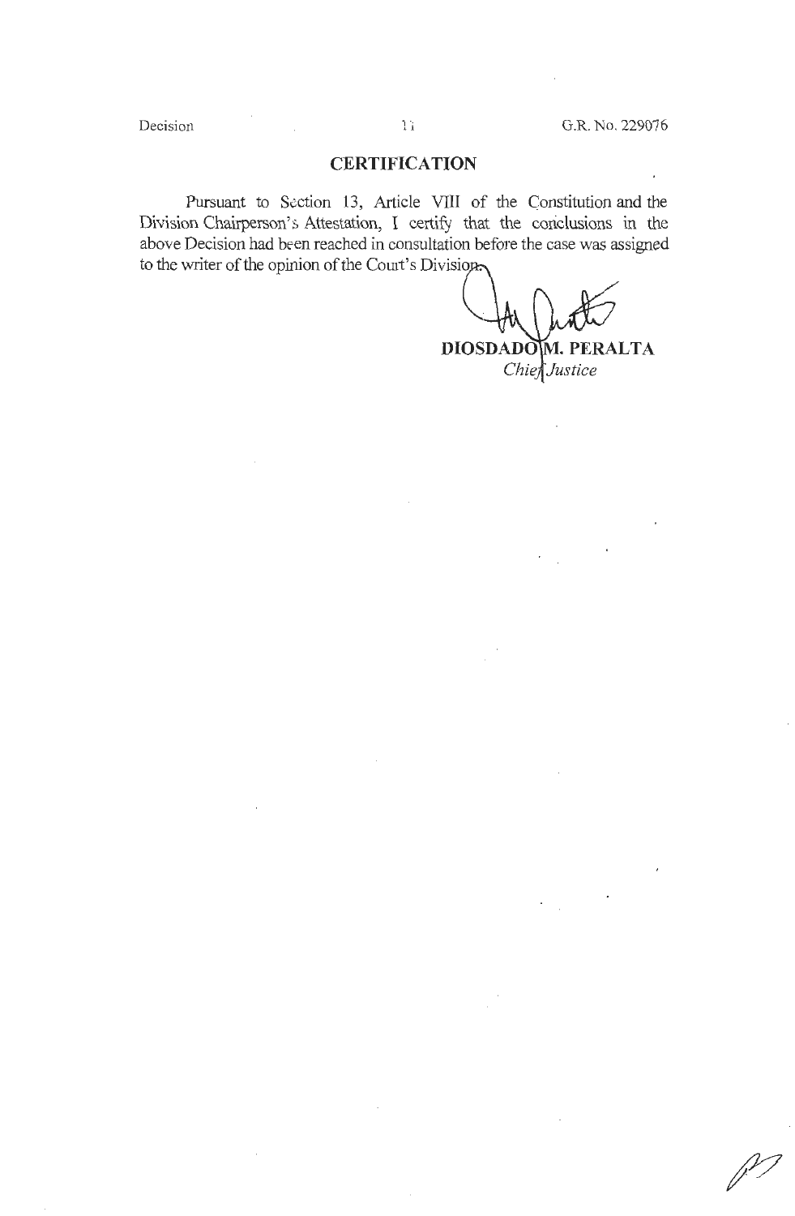## CERTIFICATION

Pursuant to Section 13, Article VIII of the Constitution and the Division Chairperson's Attestation, I certify that the conclusions in the above Decision had been reached in consultation before the case was assigned to the writer of the opinion of the Court's Division.

**DIOSDADO M. PERALTA**
*Chief Justice*